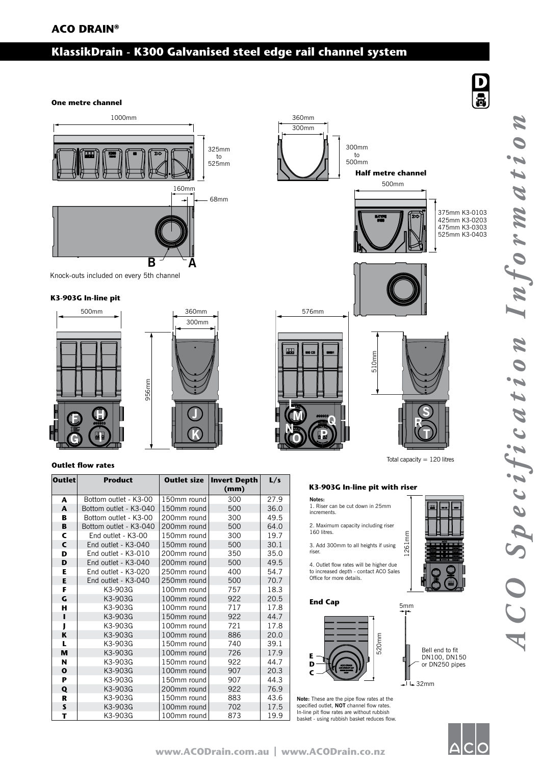**ACO DRAIN®**

# KlassikDrain - K300 Galvanised steel edge rail channel system

### One metre channel

1000mm

325mm to 525mm

360mm

300mm

300mm to 500mm

160mm

68mm

B A

Knock-outs included on every 5th channel

### Half metre channel

500mm

375mm K3-0103
425mm K3-0203
475mm K3-0303
525mm K3-0403

### K3-903G In-line pit

500mm

360mm

300mm

956mm

576mm

510mm

Total capacity = 120 litres

### Outlet flow rates

| Outlet | Product | Outlet size | Invert Depth (mm) | L/s |
|---|---|---|---|---|
| A | Bottom outlet - K3-00 | 150mm round | 300 | 27.9 |
| A | Bottom outlet - K3-040 | 150mm round | 500 | 36.0 |
| B | Bottom outlet - K3-00 | 200mm round | 300 | 49.5 |
| B | Bottom outlet - K3-040 | 200mm round | 500 | 64.0 |
| C | End outlet - K3-00 | 150mm round | 300 | 19.7 |
| C | End outlet - K3-040 | 150mm round | 500 | 30.1 |
| D | End outlet - K3-010 | 200mm round | 350 | 35.0 |
| D | End outlet - K3-040 | 200mm round | 500 | 49.5 |
| E | End outlet - K3-020 | 250mm round | 400 | 54.7 |
| E | End outlet - K3-040 | 250mm round | 500 | 70.7 |
| F | K3-903G | 100mm round | 757 | 18.3 |
| G | K3-903G | 100mm round | 922 | 20.5 |
| H | K3-903G | 100mm round | 717 | 17.8 |
| I | K3-903G | 150mm round | 922 | 44.7 |
| J | K3-903G | 100mm round | 721 | 17.8 |
| K | K3-903G | 100mm round | 886 | 20.0 |
| L | K3-903G | 150mm round | 740 | 39.1 |
| M | K3-903G | 100mm round | 726 | 17.9 |
| N | K3-903G | 150mm round | 922 | 44.7 |
| O | K3-903G | 100mm round | 907 | 20.3 |
| P | K3-903G | 150mm round | 907 | 44.3 |
| Q | K3-903G | 200mm round | 922 | 76.9 |
| R | K3-903G | 150mm round | 883 | 43.6 |
| S | K3-903G | 100mm round | 702 | 17.5 |
| T | K3-903G | 100mm round | 873 | 19.9 |

### K3-903G In-line pit with riser

**Notes:**

1. Riser can be cut down in 25mm increments.

2. Maximum capacity including riser 160 litres.

3. Add 300mm to all heights if using riser.

4. Outlet flow rates will be higher due to increased depth - contact ACO Sales Office for more details.

1261mm

### End Cap

520mm

5mm

Bell end to fit DN100, DN150 or DN250 pipes

32mm

**Note:** These are the pipe flow rates at the specified outlet, **NOT** channel flow rates. In-line pit flow rates are without rubbish basket - using rubbish basket reduces flow.

*ACO Specification Information*

www.ACODrain.com.au | www.ACODrain.co.nz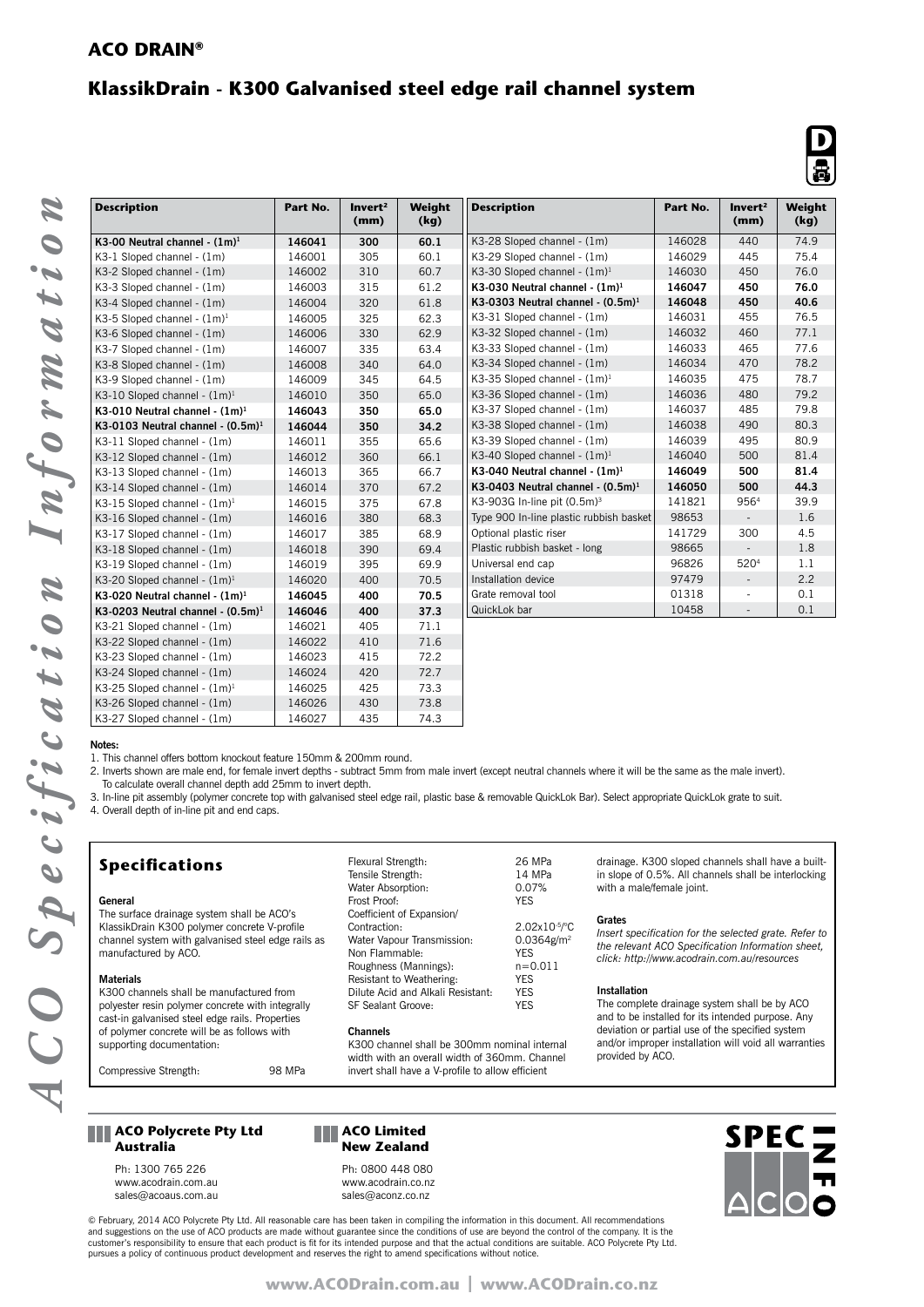## ACO DRAIN®

# KlassikDrain - K300 Galvanised steel edge rail channel system

D

| Description | Part No. | Invert[2] (mm) | Weight (kg) |
|---|---|---|---|
| **K3-00 Neutral channel - (1m)[1]** | **146041** | **300** | **60.1** |
| K3-1 Sloped channel - (1m) | 146001 | 305 | 60.1 |
| K3-2 Sloped channel - (1m) | 146002 | 310 | 60.7 |
| K3-3 Sloped channel - (1m) | 146003 | 315 | 61.2 |
| K3-4 Sloped channel - (1m) | 146004 | 320 | 61.8 |
| K3-5 Sloped channel - (1m)[1] | 146005 | 325 | 62.3 |
| K3-6 Sloped channel - (1m) | 146006 | 330 | 62.9 |
| K3-7 Sloped channel - (1m) | 146007 | 335 | 63.4 |
| K3-8 Sloped channel - (1m) | 146008 | 340 | 64.0 |
| K3-9 Sloped channel - (1m) | 146009 | 345 | 64.5 |
| K3-10 Sloped channel - (1m)[1] | 146010 | 350 | 65.0 |
| **K3-010 Neutral channel - (1m)[1]** | **146043** | **350** | **65.0** |
| **K3-0103 Neutral channel - (0.5m)[1]** | **146044** | **350** | **34.2** |
| K3-11 Sloped channel - (1m) | 146011 | 355 | 65.6 |
| K3-12 Sloped channel - (1m) | 146012 | 360 | 66.1 |
| K3-13 Sloped channel - (1m) | 146013 | 365 | 66.7 |
| K3-14 Sloped channel - (1m) | 146014 | 370 | 67.2 |
| K3-15 Sloped channel - (1m)[1] | 146015 | 375 | 67.8 |
| K3-16 Sloped channel - (1m) | 146016 | 380 | 68.3 |
| K3-17 Sloped channel - (1m) | 146017 | 385 | 68.9 |
| K3-18 Sloped channel - (1m) | 146018 | 390 | 69.4 |
| K3-19 Sloped channel - (1m) | 146019 | 395 | 69.9 |
| K3-20 Sloped channel - (1m)[1] | 146020 | 400 | 70.5 |
| **K3-020 Neutral channel - (1m)[1]** | **146045** | **400** | **70.5** |
| **K3-0203 Neutral channel - (0.5m)[1]** | **146046** | **400** | **37.3** |
| K3-21 Sloped channel - (1m) | 146021 | 405 | 71.1 |
| K3-22 Sloped channel - (1m) | 146022 | 410 | 71.6 |
| K3-23 Sloped channel - (1m) | 146023 | 415 | 72.2 |
| K3-24 Sloped channel - (1m) | 146024 | 420 | 72.7 |
| K3-25 Sloped channel - (1m)[1] | 146025 | 425 | 73.3 |
| K3-26 Sloped channel - (1m) | 146026 | 430 | 73.8 |
| K3-27 Sloped channel - (1m) | 146027 | 435 | 74.3 |
| K3-28 Sloped channel - (1m) | 146028 | 440 | 74.9 |
| K3-29 Sloped channel - (1m) | 146029 | 445 | 75.4 |
| K3-30 Sloped channel - (1m)[1] | 146030 | 450 | 76.0 |
| **K3-030 Neutral channel - (1m)[1]** | **146047** | **450** | **76.0** |
| **K3-0303 Neutral channel - (0.5m)[1]** | **146048** | **450** | **40.6** |
| K3-31 Sloped channel - (1m) | 146031 | 455 | 76.5 |
| K3-32 Sloped channel - (1m) | 146032 | 460 | 77.1 |
| K3-33 Sloped channel - (1m) | 146033 | 465 | 77.6 |
| K3-34 Sloped channel - (1m) | 146034 | 470 | 78.2 |
| K3-35 Sloped channel - (1m)[1] | 146035 | 475 | 78.7 |
| K3-36 Sloped channel - (1m) | 146036 | 480 | 79.2 |
| K3-37 Sloped channel - (1m) | 146037 | 485 | 79.8 |
| K3-38 Sloped channel - (1m) | 146038 | 490 | 80.3 |
| K3-39 Sloped channel - (1m) | 146039 | 495 | 80.9 |
| K3-40 Sloped channel - (1m)[1] | 146040 | 500 | 81.4 |
| **K3-040 Neutral channel - (1m)[1]** | **146049** | **500** | **81.4** |
| **K3-0403 Neutral channel - (0.5m)[1]** | **146050** | **500** | **44.3** |
| K3-903G In-line pit (0.5m)[3] | 141821 | 956[4] | 39.9 |
| Type 900 In-line plastic rubbish basket | 98653 | - | 1.6 |
| Optional plastic riser | 141729 | 300 | 4.5 |
| Plastic rubbish basket - long | 98665 | - | 1.8 |
| Universal end cap | 96826 | 520[4] | 1.1 |
| Installation device | 97479 | - | 2.2 |
| Grate removal tool | 01318 | - | 0.1 |
| QuickLok bar | 10458 | - | 0.1 |

**Notes:**

1. This channel offers bottom knockout feature 150mm & 200mm round.
2. Inverts shown are male end, for female invert depths - subtract 5mm from male invert (except neutral channels where it will be the same as the male invert). To calculate overall channel depth add 25mm to invert depth.
3. In-line pit assembly (polymer concrete top with galvanised steel edge rail, plastic base & removable QuickLok Bar). Select appropriate QuickLok grate to suit.
4. Overall depth of in-line pit and end caps.

## Specifications

**General**

The surface drainage system shall be ACO's KlassikDrain K300 polymer concrete V-profile channel system with galvanised steel edge rails as manufactured by ACO.

**Materials**

K300 channels shall be manufactured from polyester resin polymer concrete with integrally cast-in galvanised steel edge rails. Properties of polymer concrete will be as follows with supporting documentation:

| | |
|---|---|
| Compressive Strength: | 98 MPa |
| Flexural Strength: | 26 MPa |
| Tensile Strength: | 14 MPa |
| Water Absorption: | 0.07% |
| Frost Proof: | YES |
| Coefficient of Expansion/ Contraction: | $2.02x10^{-5}$/°C |
| Water Vapour Transmission: | $0.0364g/m^2$ |
| Non Flammable: | YES |
| Roughness (Mannings): | n=0.011 |
| Resistant to Weathering: | YES |
| Dilute Acid and Alkali Resistant: | YES |
| SF Sealant Groove: | YES |

**Channels**

K300 channel shall be 300mm nominal internal width with an overall width of 360mm. Channel invert shall have a V-profile to allow efficient drainage. K300 sloped channels shall have a built-in slope of 0.5%. All channels shall be interlocking with a male/female joint.

**Grates**

*Insert specification for the selected grate. Refer to the relevant ACO Specification Information sheet, click: http://www.acodrain.com.au/resources*

**Installation**

The complete drainage system shall be by ACO and to be installed for its intended purpose. Any deviation or partial use of the specified system and/or improper installation will void all warranties provided by ACO.

**ACO Polycrete Pty Ltd Australia**

Ph: 1300 765 226
www.acodrain.com.au
sales@acoaus.com.au

**ACO Limited New Zealand**

Ph: 0800 448 080
www.acodrain.co.nz
sales@aconz.co.nz

© February, 2014 ACO Polycrete Pty Ltd. All reasonable care has been taken in compiling the information in this document. All recommendations and suggestions on the use of ACO products are made without guarantee since the conditions of use are beyond the control of the company. It is the customer's responsibility to ensure that each product is fit for its intended purpose and that the actual conditions are suitable. ACO Polycrete Pty Ltd. pursues a policy of continuous product development and reserves the right to amend specifications without notice.

www.ACODrain.com.au | www.ACODrain.co.nz